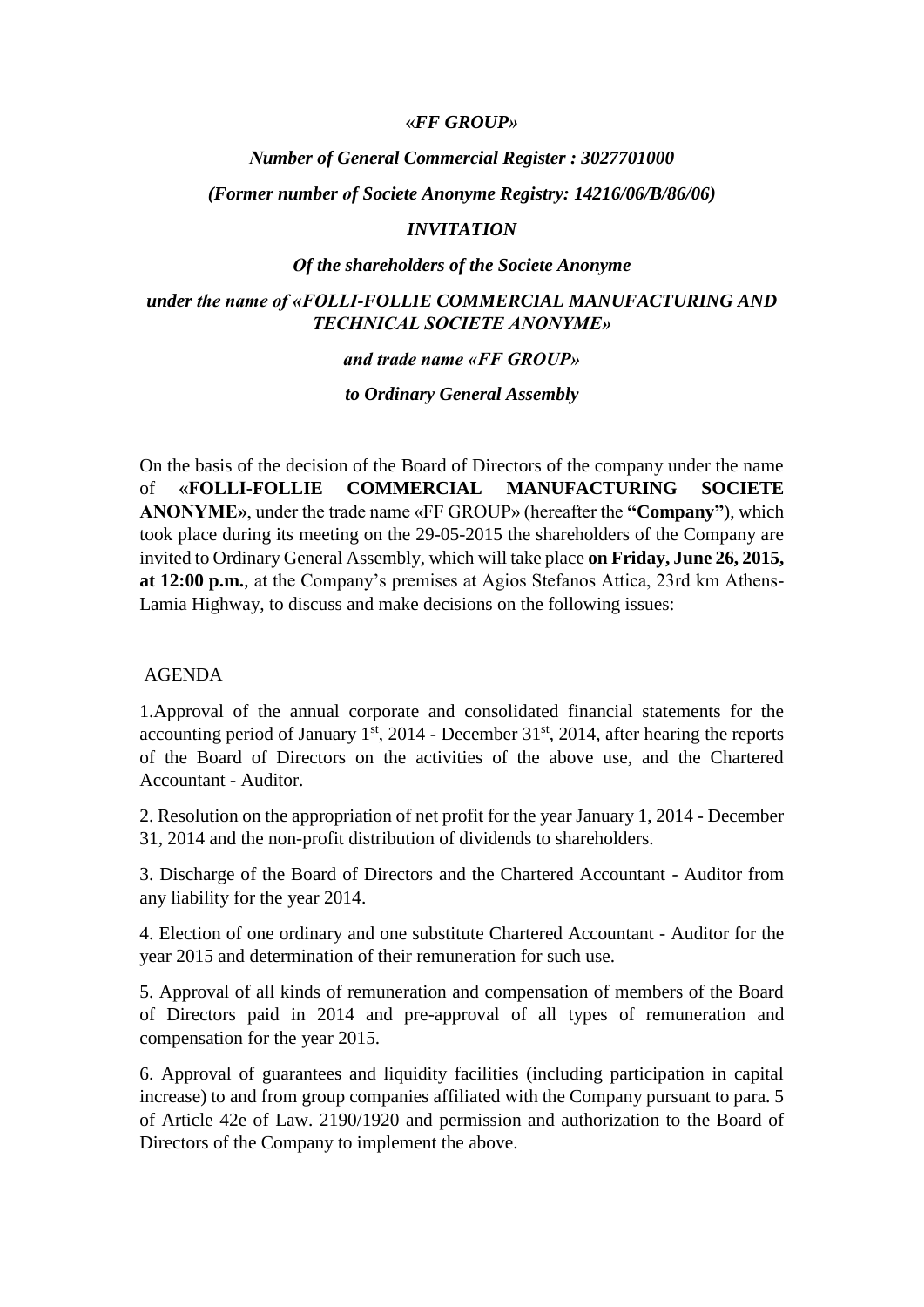*«FF GROUP»*

***Number of General Commercial Register : 3027701000***

***(Former number of Societe Anonyme Registry: 14216/06/B/86/06)***

***INVITATION***

***Of the shareholders of the Societe Anonyme***

***under the name of «FOLLI-FOLLIE COMMERCIAL MANUFACTURING AND TECHNICAL SOCIETE ANONYME»***

***and trade name «FF GROUP»***

***to Ordinary General Assembly***

On the basis of the decision of the Board of Directors of the company under the name of **«FOLLI-FOLLIE COMMERCIAL MANUFACTURING SOCIETE ANONYME»**, under the trade name «FF GROUP» (hereafter the **"Company"**), which took place during its meeting on the 29-05-2015 the shareholders of the Company are invited to Ordinary General Assembly, which will take place **on Friday, June 26, 2015, at 12:00 p.m.**, at the Company's premises at Agios Stefanos Attica, 23rd km Athens-Lamia Highway, to discuss and make decisions on the following issues:

AGENDA

1.Approval of the annual corporate and consolidated financial statements for the accounting period of January 1st, 2014 - December 31st, 2014, after hearing the reports of the Board of Directors on the activities of the above use, and the Chartered Accountant - Auditor.

2. Resolution on the appropriation of net profit for the year January 1, 2014 - December 31, 2014 and the non-profit distribution of dividends to shareholders.

3. Discharge of the Board of Directors and the Chartered Accountant - Auditor from any liability for the year 2014.

4. Election of one ordinary and one substitute Chartered Accountant - Auditor for the year 2015 and determination of their remuneration for such use.

5. Approval of all kinds of remuneration and compensation of members of the Board of Directors paid in 2014 and pre-approval of all types of remuneration and compensation for the year 2015.

6. Approval of guarantees and liquidity facilities (including participation in capital increase) to and from group companies affiliated with the Company pursuant to para. 5 of Article 42e of Law. 2190/1920 and permission and authorization to the Board of Directors of the Company to implement the above.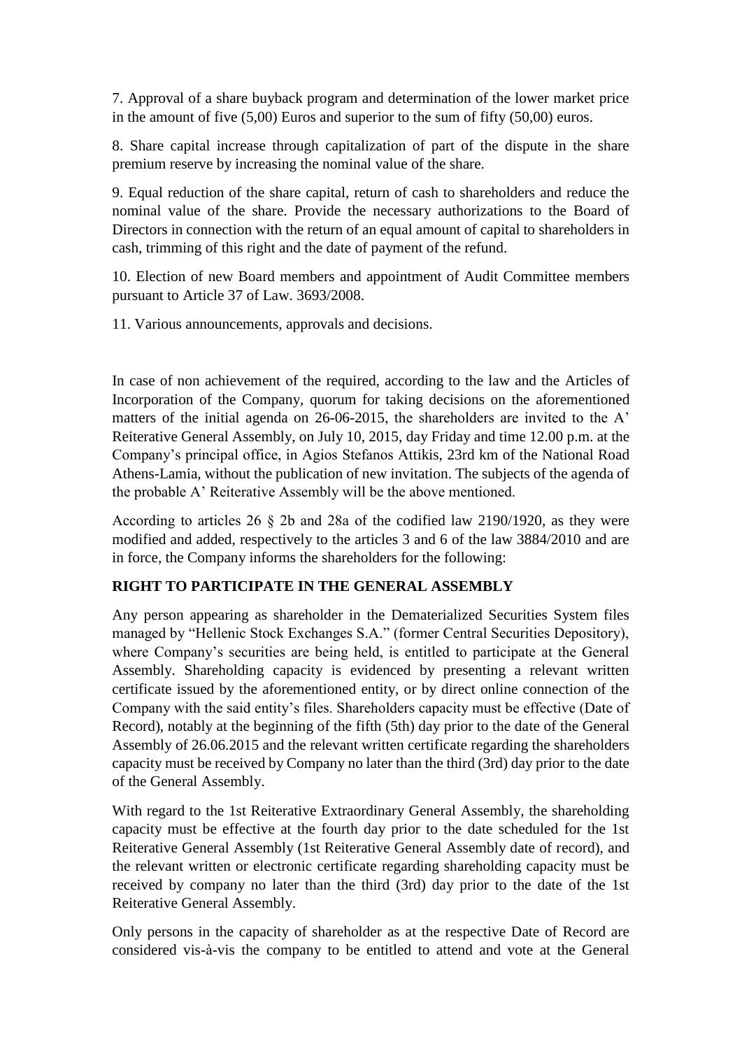7. Approval of a share buyback program and determination of the lower market price in the amount of five (5,00) Euros and superior to the sum of fifty (50,00) euros.

8. Share capital increase through capitalization of part of the dispute in the share premium reserve by increasing the nominal value of the share.

9. Equal reduction of the share capital, return of cash to shareholders and reduce the nominal value of the share. Provide the necessary authorizations to the Board of Directors in connection with the return of an equal amount of capital to shareholders in cash, trimming of this right and the date of payment of the refund.

10. Election of new Board members and appointment of Audit Committee members pursuant to Article 37 of Law. 3693/2008.

11. Various announcements, approvals and decisions.

In case of non achievement of the required, according to the law and the Articles of Incorporation of the Company, quorum for taking decisions on the aforementioned matters of the initial agenda on 26-06-2015, the shareholders are invited to the A' Reiterative General Assembly, on July 10, 2015, day Friday and time 12.00 p.m. at the Company's principal office, in Agios Stefanos Attikis, 23rd km of the National Road Athens-Lamia, without the publication of new invitation. The subjects of the agenda of the probable A' Reiterative Assembly will be the above mentioned.

According to articles 26 § 2b and 28a of the codified law 2190/1920, as they were modified and added, respectively to the articles 3 and 6 of the law 3884/2010 and are in force, the Company informs the shareholders for the following:

**RIGHT TO PARTICIPATE IN THE GENERAL ASSEMBLY**

Any person appearing as shareholder in the Dematerialized Securities System files managed by "Hellenic Stock Exchanges S.A." (former Central Securities Depository), where Company's securities are being held, is entitled to participate at the General Assembly. Shareholding capacity is evidenced by presenting a relevant written certificate issued by the aforementioned entity, or by direct online connection of the Company with the said entity's files. Shareholders capacity must be effective (Date of Record), notably at the beginning of the fifth (5th) day prior to the date of the General Assembly of 26.06.2015 and the relevant written certificate regarding the shareholders capacity must be received by Company no later than the third (3rd) day prior to the date of the General Assembly.

With regard to the 1st Reiterative Extraordinary General Assembly, the shareholding capacity must be effective at the fourth day prior to the date scheduled for the 1st Reiterative General Assembly (1st Reiterative General Assembly date of record), and the relevant written or electronic certificate regarding shareholding capacity must be received by company no later than the third (3rd) day prior to the date of the 1st Reiterative General Assembly.

Only persons in the capacity of shareholder as at the respective Date of Record are considered vis-à-vis the company to be entitled to attend and vote at the General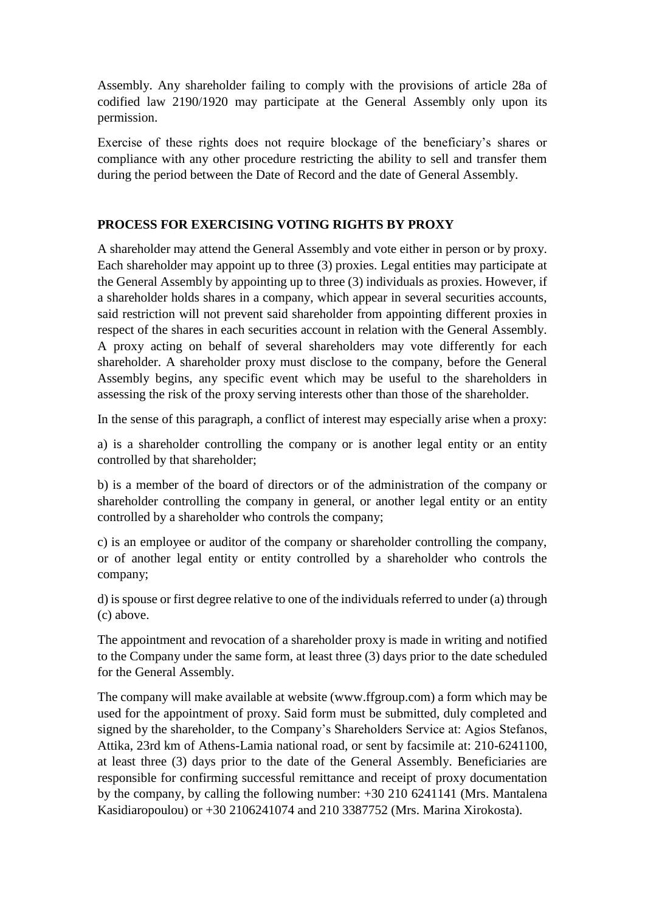Assembly. Any shareholder failing to comply with the provisions of article 28a of codified law 2190/1920 may participate at the General Assembly only upon its permission.

Exercise of these rights does not require blockage of the beneficiary's shares or compliance with any other procedure restricting the ability to sell and transfer them during the period between the Date of Record and the date of General Assembly.

## PROCESS FOR EXERCISING VOTING RIGHTS BY PROXY

A shareholder may attend the General Assembly and vote either in person or by proxy. Each shareholder may appoint up to three (3) proxies. Legal entities may participate at the General Assembly by appointing up to three (3) individuals as proxies. However, if a shareholder holds shares in a company, which appear in several securities accounts, said restriction will not prevent said shareholder from appointing different proxies in respect of the shares in each securities account in relation with the General Assembly. A proxy acting on behalf of several shareholders may vote differently for each shareholder. A shareholder proxy must disclose to the company, before the General Assembly begins, any specific event which may be useful to the shareholders in assessing the risk of the proxy serving interests other than those of the shareholder.

In the sense of this paragraph, a conflict of interest may especially arise when a proxy:

a) is a shareholder controlling the company or is another legal entity or an entity controlled by that shareholder;

b) is a member of the board of directors or of the administration of the company or shareholder controlling the company in general, or another legal entity or an entity controlled by a shareholder who controls the company;

c) is an employee or auditor of the company or shareholder controlling the company, or of another legal entity or entity controlled by a shareholder who controls the company;

d) is spouse or first degree relative to one of the individuals referred to under (a) through (c) above.

The appointment and revocation of a shareholder proxy is made in writing and notified to the Company under the same form, at least three (3) days prior to the date scheduled for the General Assembly.

The company will make available at website (www.ffgroup.com) a form which may be used for the appointment of proxy. Said form must be submitted, duly completed and signed by the shareholder, to the Company's Shareholders Service at: Agios Stefanos, Attika, 23rd km of Athens-Lamia national road, or sent by facsimile at: 210-6241100, at least three (3) days prior to the date of the General Assembly. Beneficiaries are responsible for confirming successful remittance and receipt of proxy documentation by the company, by calling the following number: +30 210 6241141 (Mrs. Mantalena Kasidiaropoulou) or +30 2106241074 and 210 3387752 (Mrs. Marina Xirokosta).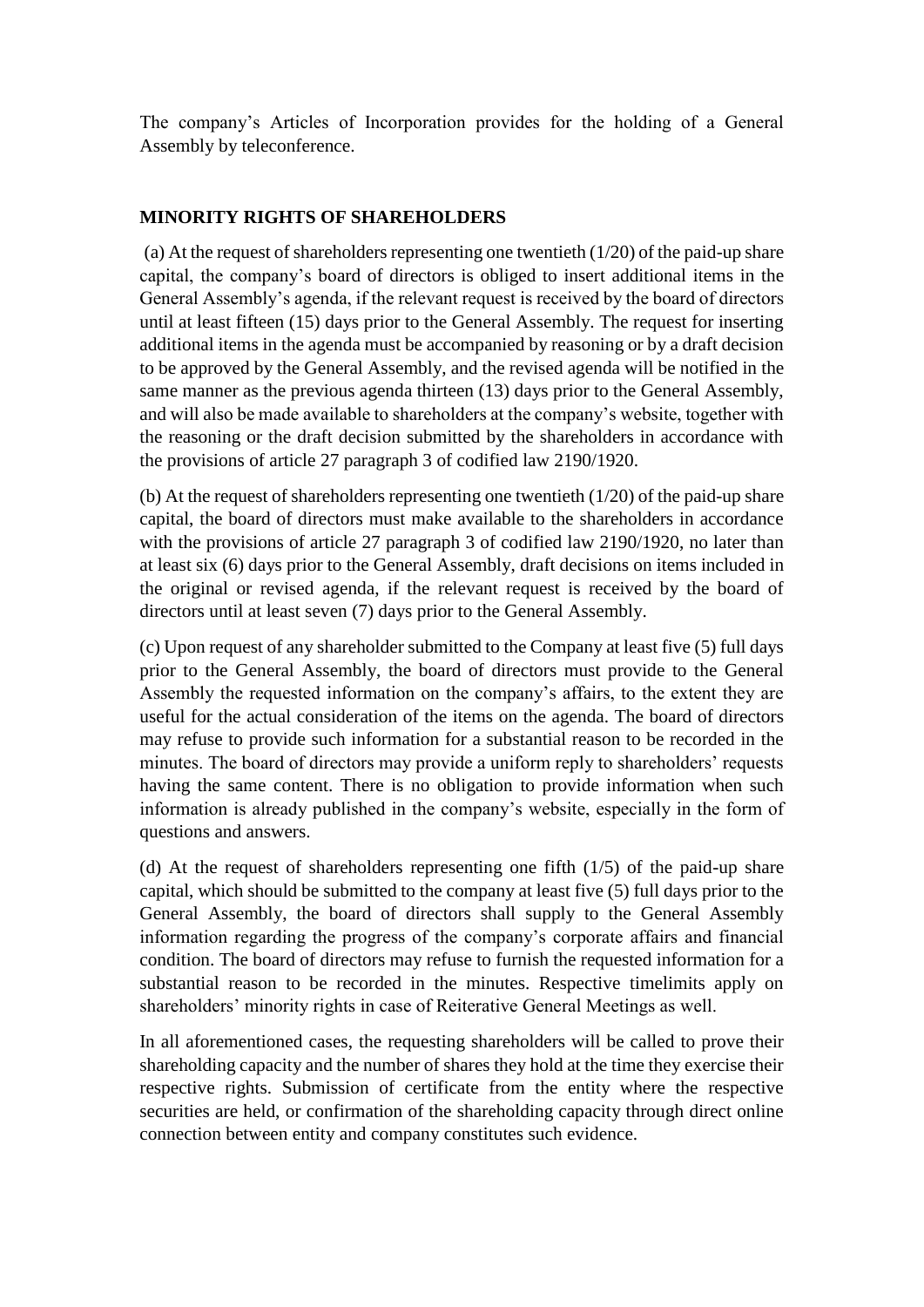The company's Articles of Incorporation provides for the holding of a General Assembly by teleconference.

## MINORITY RIGHTS OF SHAREHOLDERS

(a) At the request of shareholders representing one twentieth (1/20) of the paid-up share capital, the company's board of directors is obliged to insert additional items in the General Assembly's agenda, if the relevant request is received by the board of directors until at least fifteen (15) days prior to the General Assembly. The request for inserting additional items in the agenda must be accompanied by reasoning or by a draft decision to be approved by the General Assembly, and the revised agenda will be notified in the same manner as the previous agenda thirteen (13) days prior to the General Assembly, and will also be made available to shareholders at the company's website, together with the reasoning or the draft decision submitted by the shareholders in accordance with the provisions of article 27 paragraph 3 of codified law 2190/1920.

(b) At the request of shareholders representing one twentieth (1/20) of the paid-up share capital, the board of directors must make available to the shareholders in accordance with the provisions of article 27 paragraph 3 of codified law 2190/1920, no later than at least six (6) days prior to the General Assembly, draft decisions on items included in the original or revised agenda, if the relevant request is received by the board of directors until at least seven (7) days prior to the General Assembly.

(c) Upon request of any shareholder submitted to the Company at least five (5) full days prior to the General Assembly, the board of directors must provide to the General Assembly the requested information on the company's affairs, to the extent they are useful for the actual consideration of the items on the agenda. The board of directors may refuse to provide such information for a substantial reason to be recorded in the minutes. The board of directors may provide a uniform reply to shareholders' requests having the same content. There is no obligation to provide information when such information is already published in the company's website, especially in the form of questions and answers.

(d) At the request of shareholders representing one fifth (1/5) of the paid-up share capital, which should be submitted to the company at least five (5) full days prior to the General Assembly, the board of directors shall supply to the General Assembly information regarding the progress of the company's corporate affairs and financial condition. The board of directors may refuse to furnish the requested information for a substantial reason to be recorded in the minutes. Respective timelimits apply on shareholders' minority rights in case of Reiterative General Meetings as well.

In all aforementioned cases, the requesting shareholders will be called to prove their shareholding capacity and the number of shares they hold at the time they exercise their respective rights. Submission of certificate from the entity where the respective securities are held, or confirmation of the shareholding capacity through direct online connection between entity and company constitutes such evidence.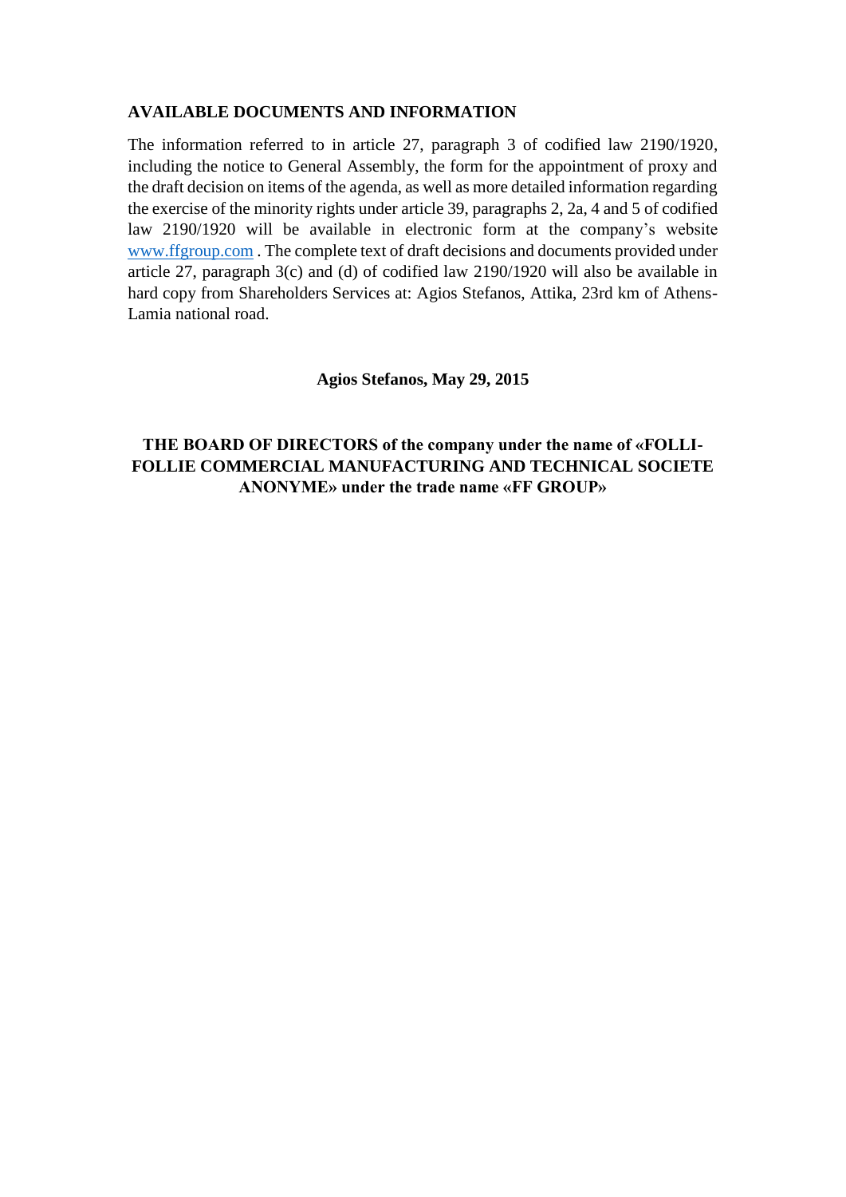**AVAILABLE DOCUMENTS AND INFORMATION**

The information referred to in article 27, paragraph 3 of codified law 2190/1920, including the notice to General Assembly, the form for the appointment of proxy and the draft decision on items of the agenda, as well as more detailed information regarding the exercise of the minority rights under article 39, paragraphs 2, 2a, 4 and 5 of codified law 2190/1920 will be available in electronic form at the company's website www.ffgroup.com . The complete text of draft decisions and documents provided under article 27, paragraph 3(c) and (d) of codified law 2190/1920 will also be available in hard copy from Shareholders Services at: Agios Stefanos, Attika, 23rd km of Athens-Lamia national road.

**Agios Stefanos, May 29, 2015**

**THE BOARD OF DIRECTORS of the company under the name of «FOLLI-FOLLIE COMMERCIAL MANUFACTURING AND TECHNICAL SOCIETE ANONYME» under the trade name «FF GROUP»**